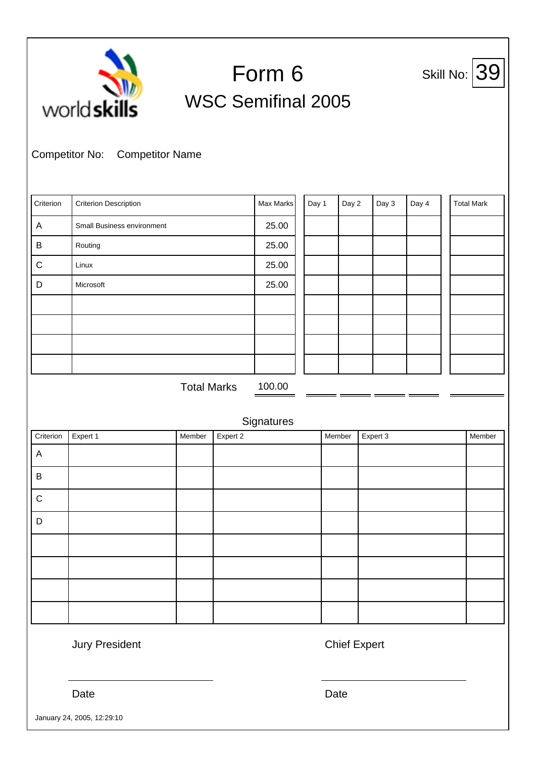# Form 6

## WSC Semifinal 2005

Skill No: 39

Competitor No: Competitor Name

| Criterion | Criterion Description | Max Marks | Day 1 | Day 2 | Day 3 | Day 4 | Total Mark |
|---|---|---|---|---|---|---|---|
| A | Small Business environment | 25.00 | | | | | |
| B | Routing | 25.00 | | | | | |
| C | Linux | 25.00 | | | | | |
| D | Microsoft | 25.00 | | | | | |
| | | | | | | | |
| | | | | | | | |
| | | | | | | | |
| | | | | | | | |
| | Total Marks | 100.00 | | | | | |

Signatures

| Criterion | Expert 1 | Member | Expert 2 | Member | Expert 3 | Member |
|---|---|---|---|---|---|---|
| A | | | | | | |
| B | | | | | | |
| C | | | | | | |
| D | | | | | | |
| | | | | | | |
| | | | | | | |
| | | | | | | |
| | | | | | | |

Jury President

Chief Expert

Date

Date

January 24, 2005, 12:29:10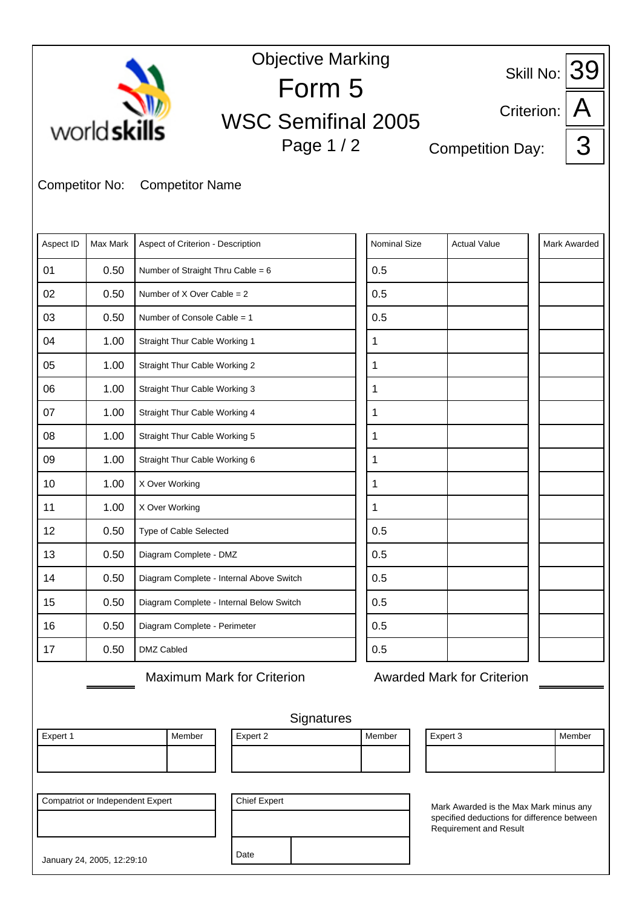worldskills

# Objective Marking

# Form 5

## WSC Semifinal 2005

Page 1 / 2

Skill No: 39

Criterion: A

Competition Day: 3

Competitor No: Competitor Name

| Aspect ID | Max Mark | Aspect of Criterion - Description | Nominal Size | Actual Value | Mark Awarded |
|---|---|---|---|---|---|
| 01 | 0.50 | Number of Straight Thru Cable = 6 | 0.5 | | |
| 02 | 0.50 | Number of X Over Cable = 2 | 0.5 | | |
| 03 | 0.50 | Number of Console Cable = 1 | 0.5 | | |
| 04 | 1.00 | Straight Thur Cable Working 1 | 1 | | |
| 05 | 1.00 | Straight Thur Cable Working 2 | 1 | | |
| 06 | 1.00 | Straight Thur Cable Working 3 | 1 | | |
| 07 | 1.00 | Straight Thur Cable Working 4 | 1 | | |
| 08 | 1.00 | Straight Thur Cable Working 5 | 1 | | |
| 09 | 1.00 | Straight Thur Cable Working 6 | 1 | | |
| 10 | 1.00 | X Over Working | 1 | | |
| 11 | 1.00 | X Over Working | 1 | | |
| 12 | 0.50 | Type of Cable Selected | 0.5 | | |
| 13 | 0.50 | Diagram Complete - DMZ | 0.5 | | |
| 14 | 0.50 | Diagram Complete - Internal Above Switch | 0.5 | | |
| 15 | 0.50 | Diagram Complete - Internal Below Switch | 0.5 | | |
| 16 | 0.50 | Diagram Complete - Perimeter | 0.5 | | |
| 17 | 0.50 | DMZ Cabled | 0.5 | | |

Maximum Mark for Criterion

Awarded Mark for Criterion

Signatures

| Expert 1 | Member |
|---|---|
| | |

| Expert 2 | Member |
|---|---|
| | |

| Expert 3 | Member |
|---|---|
| | |

| Compatriot or Independent Expert |
|---|
| |

| Chief Expert | |
|---|---|
| | |
| Date | |

Mark Awarded is the Max Mark minus any specified deductions for difference between Requirement and Result

January 24, 2005, 12:29:10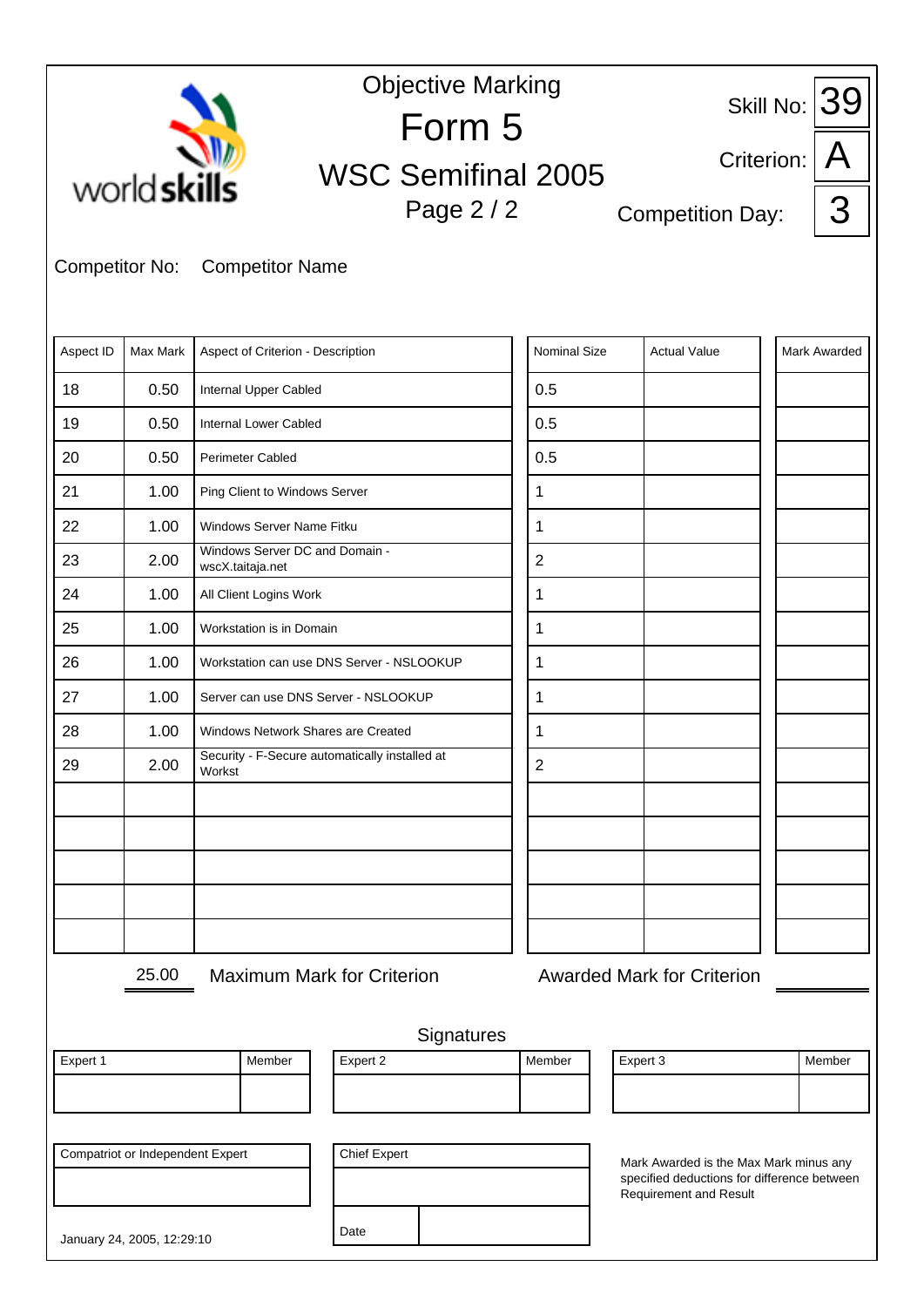# Objective Marking

## Form 5

## WSC Semifinal 2005

Page 2 / 2

Skill No: 39

Criterion: A

Competition Day: 3

Competitor No: Competitor Name

| Aspect ID | Max Mark | Aspect of Criterion - Description | Nominal Size | Actual Value | Mark Awarded |
|---|---|---|---|---|---|
| 18 | 0.50 | Internal Upper Cabled | 0.5 | | |
| 19 | 0.50 | Internal Lower Cabled | 0.5 | | |
| 20 | 0.50 | Perimeter Cabled | 0.5 | | |
| 21 | 1.00 | Ping Client to Windows Server | 1 | | |
| 22 | 1.00 | Windows Server Name Fitku | 1 | | |
| 23 | 2.00 | Windows Server DC and Domain - wscX.taitaja.net | 2 | | |
| 24 | 1.00 | All Client Logins Work | 1 | | |
| 25 | 1.00 | Workstation is in Domain | 1 | | |
| 26 | 1.00 | Workstation can use DNS Server - NSLOOKUP | 1 | | |
| 27 | 1.00 | Server can use DNS Server - NSLOOKUP | 1 | | |
| 28 | 1.00 | Windows Network Shares are Created | 1 | | |
| 29 | 2.00 | Security - F-Secure automatically installed at Workst | 2 | | |
| | | | | | |
| | | | | | |
| | | | | | |
| | | | | | |
| | | | | | |

25.00 Maximum Mark for Criterion

Awarded Mark for Criterion

Signatures

| Expert 1 | Member |
|---|---|
| | |

| Expert 2 | Member |
|---|---|
| | |

| Expert 3 | Member |
|---|---|
| | |

| Compatriot or Independent Expert |
|---|
| |

| Chief Expert | |
|---|---|
| | |
| Date | |

Mark Awarded is the Max Mark minus any specified deductions for difference between Requirement and Result

January 24, 2005, 12:29:10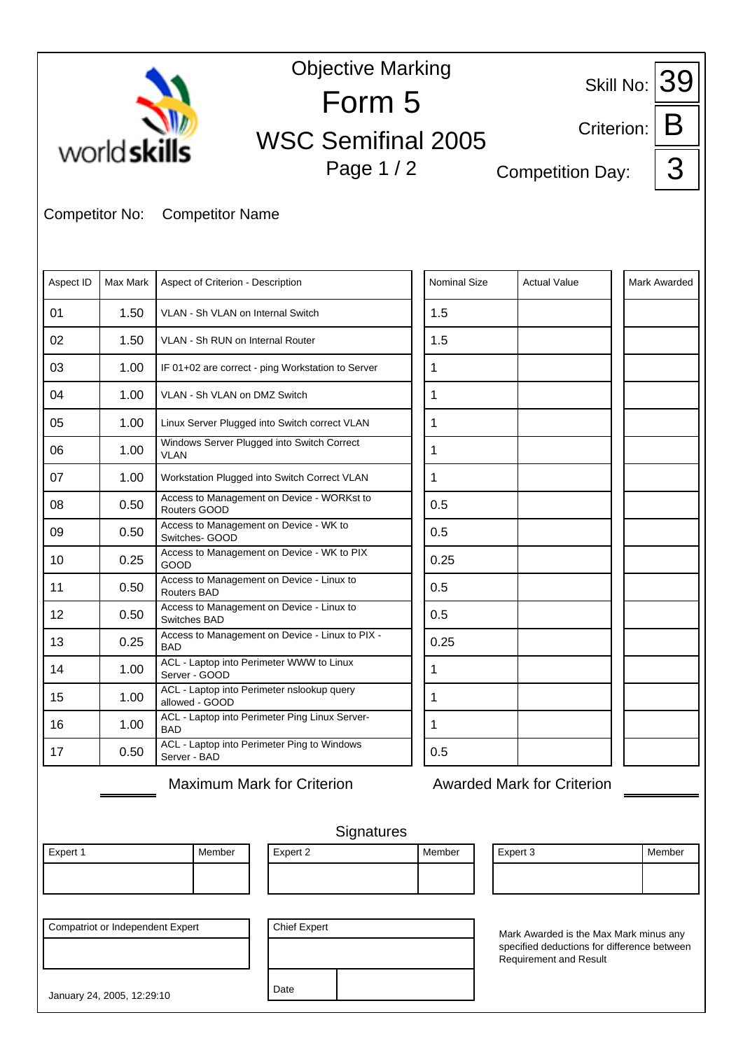# Objective Marking

## Form 5

## WSC Semifinal 2005

Page 1 / 2

Skill No: 39

Criterion: B

Competition Day: 3

Competitor No: Competitor Name

| Aspect ID | Max Mark | Aspect of Criterion - Description | Nominal Size | Actual Value | Mark Awarded |
|---|---|---|---|---|---|
| 01 | 1.50 | VLAN - Sh VLAN on Internal Switch | 1.5 | | |
| 02 | 1.50 | VLAN - Sh RUN on Internal Router | 1.5 | | |
| 03 | 1.00 | IF 01+02 are correct - ping Workstation to Server | 1 | | |
| 04 | 1.00 | VLAN - Sh VLAN on DMZ Switch | 1 | | |
| 05 | 1.00 | Linux Server Plugged into Switch correct VLAN | 1 | | |
| 06 | 1.00 | Windows Server Plugged into Switch Correct VLAN | 1 | | |
| 07 | 1.00 | Workstation Plugged into Switch Correct VLAN | 1 | | |
| 08 | 0.50 | Access to Management on Device - WORKst to Routers GOOD | 0.5 | | |
| 09 | 0.50 | Access to Management on Device - WK to Switches- GOOD | 0.5 | | |
| 10 | 0.25 | Access to Management on Device - WK to PIX GOOD | 0.25 | | |
| 11 | 0.50 | Access to Management on Device - Linux to Routers BAD | 0.5 | | |
| 12 | 0.50 | Access to Management on Device - Linux to Switches BAD | 0.5 | | |
| 13 | 0.25 | Access to Management on Device - Linux to PIX - BAD | 0.25 | | |
| 14 | 1.00 | ACL - Laptop into Perimeter WWW to Linux Server - GOOD | 1 | | |
| 15 | 1.00 | ACL - Laptop into Perimeter nslookup query allowed - GOOD | 1 | | |
| 16 | 1.00 | ACL - Laptop into Perimeter Ping Linux Server- BAD | 1 | | |
| 17 | 0.50 | ACL - Laptop into Perimeter Ping to Windows Server - BAD | 0.5 | | |

Maximum Mark for Criterion

Awarded Mark for Criterion

### Signatures

| Expert 1 | Member |
|---|---|
| | |

| Expert 2 | Member |
|---|---|
| | |

| Expert 3 | Member |
|---|---|
| | |

| Compatriot or Independent Expert |
|---|
| |

| Chief Expert | |
|---|---|
| | |
| Date | |

Mark Awarded is the Max Mark minus any specified deductions for difference between Requirement and Result

January 24, 2005, 12:29:10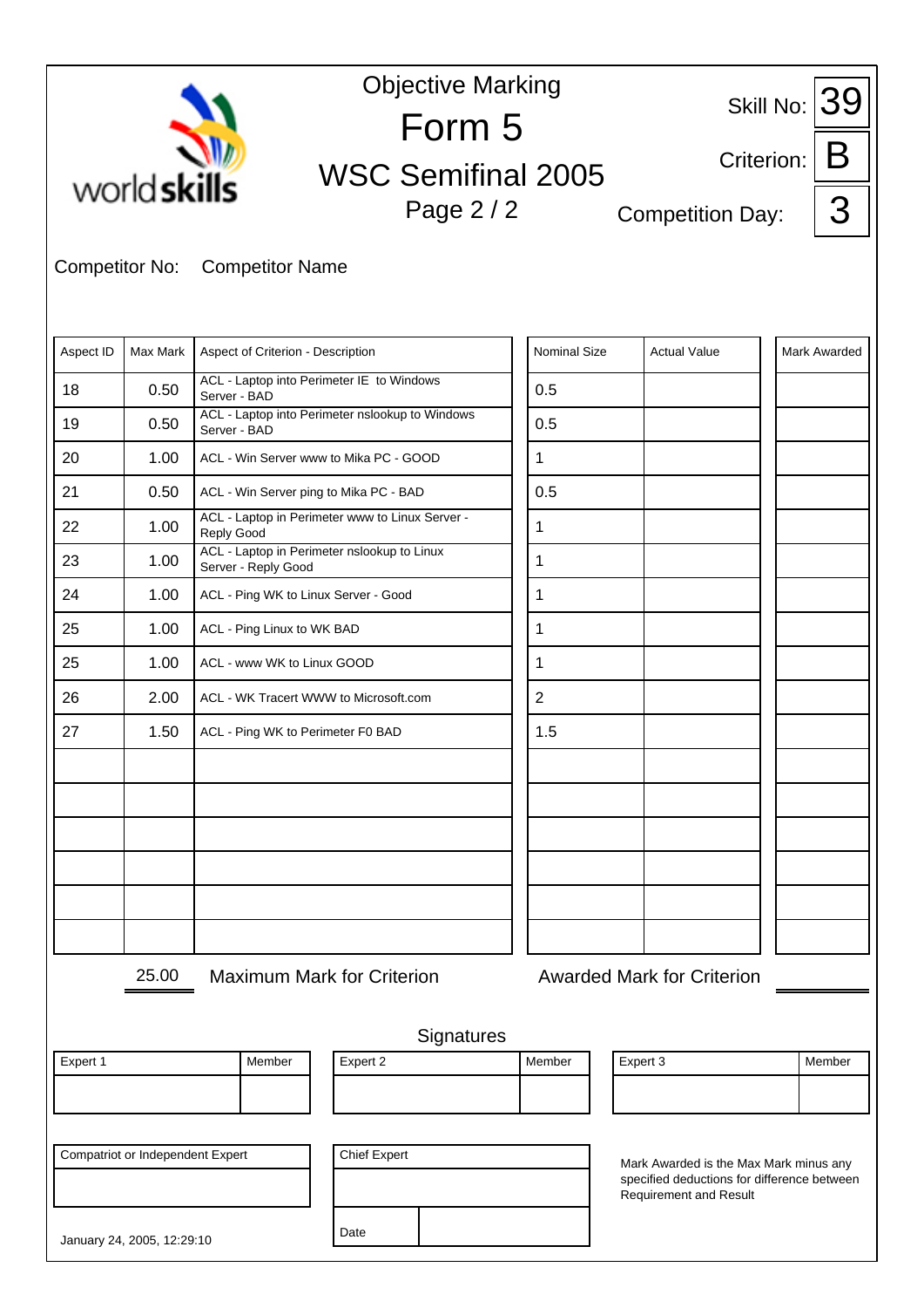worldskills

# Objective Marking

## Form 5

## WSC Semifinal 2005

Page 2 / 2

Skill No: 39

Criterion: B

Competition Day: 3

Competitor No: Competitor Name

| Aspect ID | Max Mark | Aspect of Criterion - Description | Nominal Size | Actual Value | Mark Awarded |
|---|---|---|---|---|---|
| 18 | 0.50 | ACL - Laptop into Perimeter IE to Windows Server - BAD | 0.5 | | |
| 19 | 0.50 | ACL - Laptop into Perimeter nslookup to Windows Server - BAD | 0.5 | | |
| 20 | 1.00 | ACL - Win Server www to Mika PC - GOOD | 1 | | |
| 21 | 0.50 | ACL - Win Server ping to Mika PC - BAD | 0.5 | | |
| 22 | 1.00 | ACL - Laptop in Perimeter www to Linux Server - Reply Good | 1 | | |
| 23 | 1.00 | ACL - Laptop in Perimeter nslookup to Linux Server - Reply Good | 1 | | |
| 24 | 1.00 | ACL - Ping WK to Linux Server - Good | 1 | | |
| 25 | 1.00 | ACL - Ping Linux to WK BAD | 1 | | |
| 25 | 1.00 | ACL - www WK to Linux GOOD | 1 | | |
| 26 | 2.00 | ACL - WK Tracert WWW to Microsoft.com | 2 | | |
| 27 | 1.50 | ACL - Ping WK to Perimeter F0 BAD | 1.5 | | |
| | | | | | |
| | | | | | |
| | | | | | |
| | | | | | |
| | | | | | |
| | | | | | |

25.00 Maximum Mark for Criterion

Awarded Mark for Criterion

Signatures

| Expert 1 | Member |
|---|---|
| | |

| Expert 2 | Member |
|---|---|
| | |

| Expert 3 | Member |
|---|---|
| | |

| Compatriot or Independent Expert |
|---|
| |

| Chief Expert | |
|---|---|
| | |
| Date | |

Mark Awarded is the Max Mark minus any specified deductions for difference between Requirement and Result

January 24, 2005, 12:29:10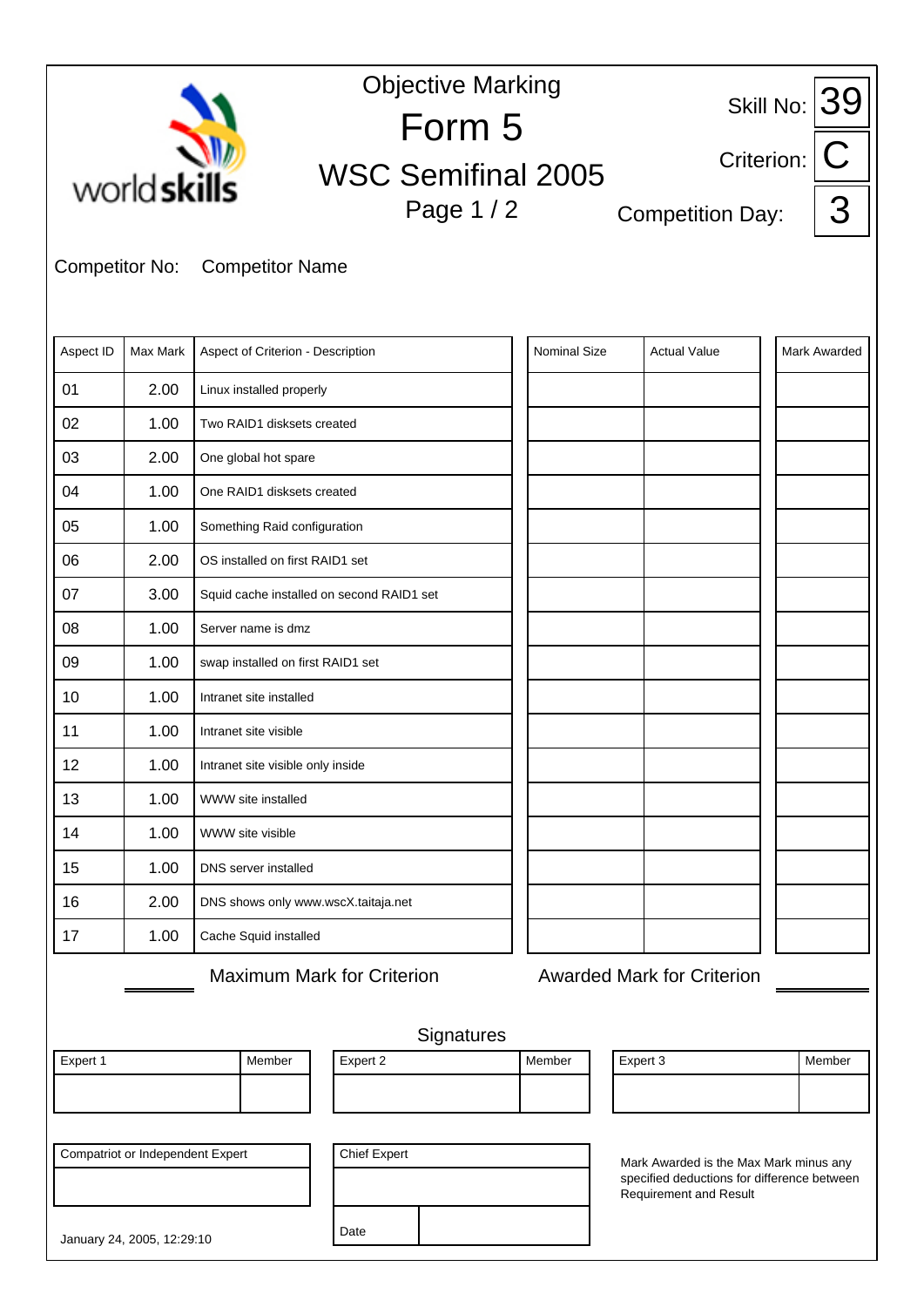# Objective Marking

## Form 5

## WSC Semifinal 2005

Page 1 / 2

Skill No: 39

Criterion: C

Competition Day: 3

Competitor No: Competitor Name

| Aspect ID | Max Mark | Aspect of Criterion - Description | Nominal Size | Actual Value | Mark Awarded |
|---|---|---|---|---|---|
| 01 | 2.00 | Linux installed properly | | | |
| 02 | 1.00 | Two RAID1 disksets created | | | |
| 03 | 2.00 | One global hot spare | | | |
| 04 | 1.00 | One RAID1 disksets created | | | |
| 05 | 1.00 | Something Raid configuration | | | |
| 06 | 2.00 | OS installed on first RAID1 set | | | |
| 07 | 3.00 | Squid cache installed on second RAID1 set | | | |
| 08 | 1.00 | Server name is dmz | | | |
| 09 | 1.00 | swap installed on first RAID1 set | | | |
| 10 | 1.00 | Intranet site installed | | | |
| 11 | 1.00 | Intranet site visible | | | |
| 12 | 1.00 | Intranet site visible only inside | | | |
| 13 | 1.00 | WWW site installed | | | |
| 14 | 1.00 | WWW site visible | | | |
| 15 | 1.00 | DNS server installed | | | |
| 16 | 2.00 | DNS shows only www.wscX.taitaja.net | | | |
| 17 | 1.00 | Cache Squid installed | | | |

Maximum Mark for Criterion

Awarded Mark for Criterion

Signatures

| Expert 1 | Member |
|---|---|
| | |

| Expert 2 | Member |
|---|---|
| | |

| Expert 3 | Member |
|---|---|
| | |

| Compatriot or Independent Expert |
|---|
| |

| Chief Expert | |
|---|---|
| | |
| Date | |

Mark Awarded is the Max Mark minus any specified deductions for difference between Requirement and Result

January 24, 2005, 12:29:10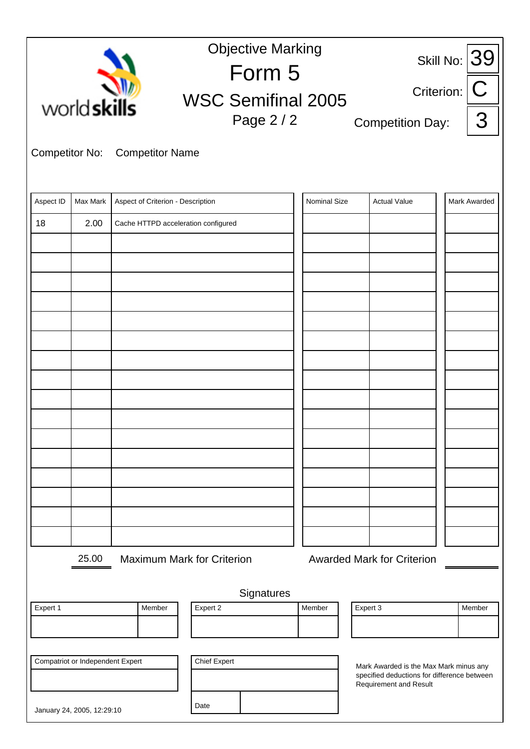worldskills

# Objective Marking

# Form 5

## WSC Semifinal 2005

Skill No: 39

Criterion: C

Competition Day: 3

Competitor No: Competitor Name

| Aspect ID | Max Mark | Aspect of Criterion - Description | Nominal Size | Actual Value | Mark Awarded |
|---|---|---|---|---|---|
| 18 | 2.00 | Cache HTTPD acceleration configured | | | |
| | | | | | |
| | | | | | |
| | | | | | |
| | | | | | |
| | | | | | |
| | | | | | |
| | | | | | |
| | | | | | |
| | | | | | |
| | | | | | |
| | | | | | |
| | | | | | |
| | | | | | |
| | | | | | |
| | | | | | |
| | | | | | |

25.00 Maximum Mark for Criterion

Awarded Mark for Criterion

Signatures

| Expert 1 | Member |
|---|---|
| | |

| Expert 2 | Member |
|---|---|
| | |

| Expert 3 | Member |
|---|---|
| | |

| Compatriot or Independent Expert |
|---|
| |

| Chief Expert | |
|---|---|
| | |
| Date | |

Mark Awarded is the Max Mark minus any specified deductions for difference between Requirement and Result

January 24, 2005, 12:29:10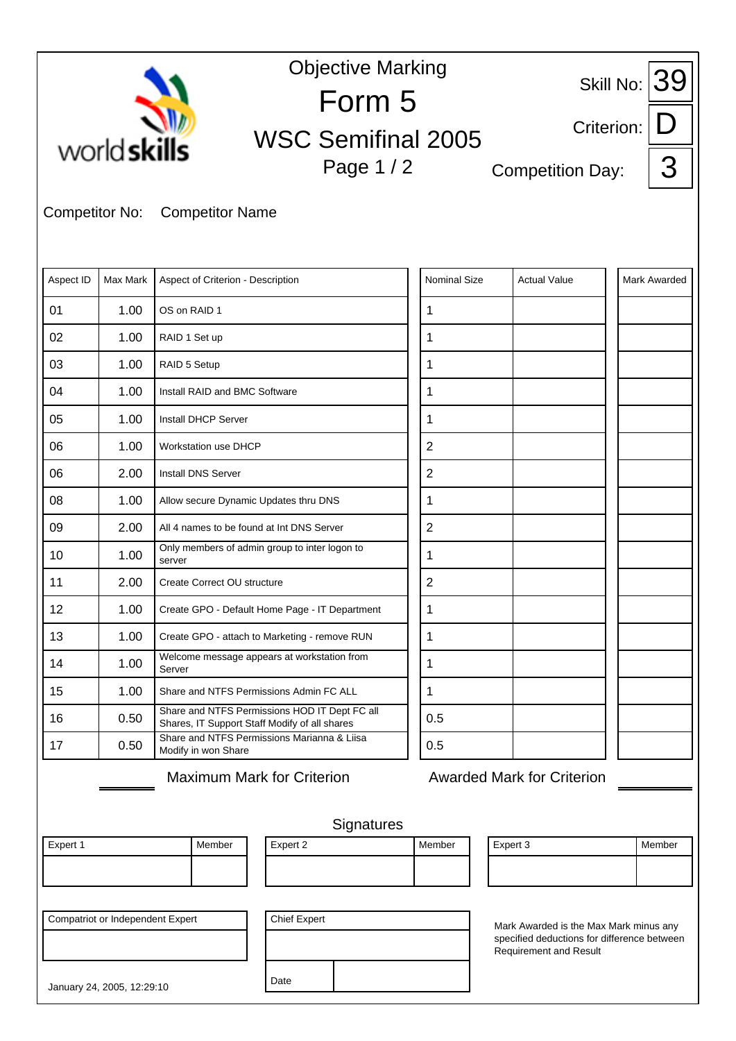worldskills

# Objective Marking

## Form 5

## WSC Semifinal 2005

Page 1 / 2

Skill No: 39

Criterion: D

Competition Day: 3

Competitor No: Competitor Name

| Aspect ID | Max Mark | Aspect of Criterion - Description | Nominal Size | Actual Value | Mark Awarded |
|---|---|---|---|---|---|
| 01 | 1.00 | OS on RAID 1 | 1 | | |
| 02 | 1.00 | RAID 1 Set up | 1 | | |
| 03 | 1.00 | RAID 5 Setup | 1 | | |
| 04 | 1.00 | Install RAID and BMC Software | 1 | | |
| 05 | 1.00 | Install DHCP Server | 1 | | |
| 06 | 1.00 | Workstation use DHCP | 2 | | |
| 06 | 2.00 | Install DNS Server | 2 | | |
| 08 | 1.00 | Allow secure Dynamic Updates thru DNS | 1 | | |
| 09 | 2.00 | All 4 names to be found at Int DNS Server | 2 | | |
| 10 | 1.00 | Only members of admin group to inter logon to server | 1 | | |
| 11 | 2.00 | Create Correct OU structure | 2 | | |
| 12 | 1.00 | Create GPO - Default Home Page - IT Department | 1 | | |
| 13 | 1.00 | Create GPO - attach to Marketing - remove RUN | 1 | | |
| 14 | 1.00 | Welcome message appears at workstation from Server | 1 | | |
| 15 | 1.00 | Share and NTFS Permissions Admin FC ALL | 1 | | |
| 16 | 0.50 | Share and NTFS Permissions HOD IT Dept FC all Shares, IT Support Staff Modify of all shares | 0.5 | | |
| 17 | 0.50 | Share and NTFS Permissions Marianna & Liisa Modify in won Share | 0.5 | | |

Maximum Mark for Criterion

Awarded Mark for Criterion

Signatures

| Expert 1 | Member |
|---|---|
| | |

| Expert 2 | Member |
|---|---|
| | |

| Expert 3 | Member |
|---|---|
| | |

| Compatriot or Independent Expert |
|---|
| |

| Chief Expert | |
|---|---|
| | |
| Date | |

Mark Awarded is the Max Mark minus any specified deductions for difference between Requirement and Result

January 24, 2005, 12:29:10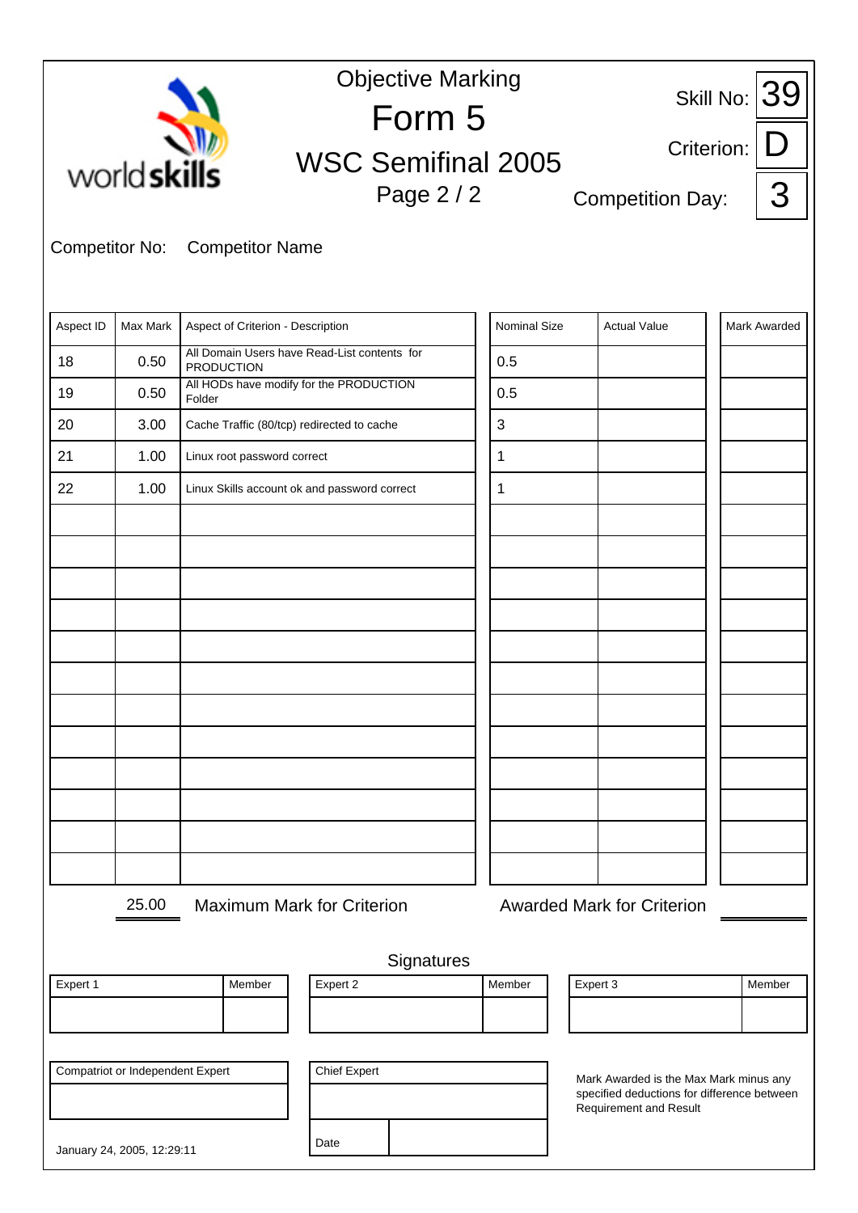worldskills

# Objective Marking Form 5

## WSC Semifinal 2005

Page 2 / 2

Skill No: 39

Criterion: D

Competition Day: 3

Competitor No: Competitor Name

| Aspect ID | Max Mark | Aspect of Criterion - Description | Nominal Size | Actual Value | Mark Awarded |
|---|---|---|---|---|---|
| 18 | 0.50 | All Domain Users have Read-List contents for PRODUCTION | 0.5 | | |
| 19 | 0.50 | All HODs have modify for the PRODUCTION Folder | 0.5 | | |
| 20 | 3.00 | Cache Traffic (80/tcp) redirected to cache | 3 | | |
| 21 | 1.00 | Linux root password correct | 1 | | |
| 22 | 1.00 | Linux Skills account ok and password correct | 1 | | |
| | | | | | |
| | | | | | |
| | | | | | |
| | | | | | |
| | | | | | |
| | | | | | |
| | | | | | |
| | | | | | |
| | | | | | |
| | | | | | |
| | | | | | |
| | | | | | |

25.00 Maximum Mark for Criterion

Awarded Mark for Criterion

Signatures

| Expert 1 | Member |
|---|---|
| | |

| Expert 2 | Member |
|---|---|
| | |

| Expert 3 | Member |
|---|---|
| | |

| Compatriot or Independent Expert |
|---|
| |

| Chief Expert | |
|---|---|
| | |
| Date | |

Mark Awarded is the Max Mark minus any specified deductions for difference between Requirement and Result

January 24, 2005, 12:29:11